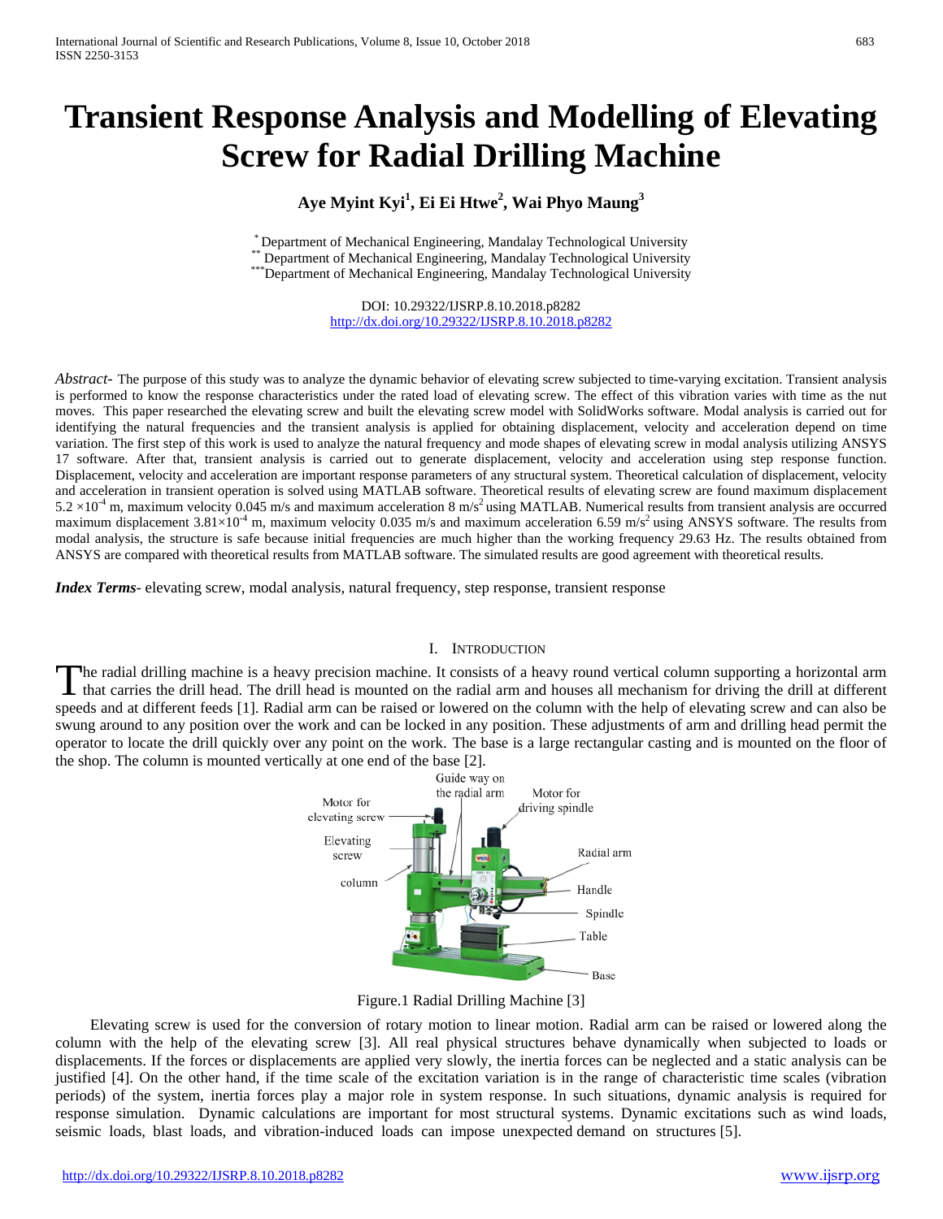# Transient Response Analysis and Modelling of Elevating Screw for Radial Drilling Machine

**Aye Myint Kyi[1], Ei Ei Htwe[2], Wai Phyo Maung[3]**

[*] Department of Mechanical Engineering, Mandalay Technological University
[**] Department of Mechanical Engineering, Mandalay Technological University
[***] Department of Mechanical Engineering, Mandalay Technological University

DOI: 10.29322/IJSRP.8.10.2018.p8282
http://dx.doi.org/10.29322/IJSRP.8.10.2018.p8282

*Abstract*- The purpose of this study was to analyze the dynamic behavior of elevating screw subjected to time-varying excitation. Transient analysis is performed to know the response characteristics under the rated load of elevating screw. The effect of this vibration varies with time as the nut moves. This paper researched the elevating screw and built the elevating screw model with SolidWorks software. Modal analysis is carried out for identifying the natural frequencies and the transient analysis is applied for obtaining displacement, velocity and acceleration depend on time variation. The first step of this work is used to analyze the natural frequency and mode shapes of elevating screw in modal analysis utilizing ANSYS 17 software. After that, transient analysis is carried out to generate displacement, velocity and acceleration using step response function. Displacement, velocity and acceleration are important response parameters of any structural system. Theoretical calculation of displacement, velocity and acceleration in transient operation is solved using MATLAB software. Theoretical results of elevating screw are found maximum displacement $5.2 \times 10^{-4}$ m, maximum velocity 0.045 m/s and maximum acceleration 8 m/s$^2$ using MATLAB. Numerical results from transient analysis are occurred maximum displacement $3.81 \times 10^{-4}$ m, maximum velocity 0.035 m/s and maximum acceleration 6.59 m/s$^2$ using ANSYS software. The results from modal analysis, the structure is safe because initial frequencies are much higher than the working frequency 29.63 Hz. The results obtained from ANSYS are compared with theoretical results from MATLAB software. The simulated results are good agreement with theoretical results.

***Index Terms***- elevating screw, modal analysis, natural frequency, step response, transient response

## I. Introduction

The radial drilling machine is a heavy precision machine. It consists of a heavy round vertical column supporting a horizontal arm that carries the drill head. The drill head is mounted on the radial arm and houses all mechanism for driving the drill at different speeds and at different feeds [1]. Radial arm can be raised or lowered on the column with the help of elevating screw and can also be swung around to any position over the work and can be locked in any position. These adjustments of arm and drilling head permit the operator to locate the drill quickly over any point on the work. The base is a large rectangular casting and is mounted on the floor of the shop. The column is mounted vertically at one end of the base [2].

Figure.1 Radial Drilling Machine [3]

Elevating screw is used for the conversion of rotary motion to linear motion. Radial arm can be raised or lowered along the column with the help of the elevating screw [3]. All real physical structures behave dynamically when subjected to loads or displacements. If the forces or displacements are applied very slowly, the inertia forces can be neglected and a static analysis can be justified [4]. On the other hand, if the time scale of the excitation variation is in the range of characteristic time scales (vibration periods) of the system, inertia forces play a major role in system response. In such situations, dynamic analysis is required for response simulation. Dynamic calculations are important for most structural systems. Dynamic excitations such as wind loads, seismic loads, blast loads, and vibration-induced loads can impose unexpected demand on structures [5].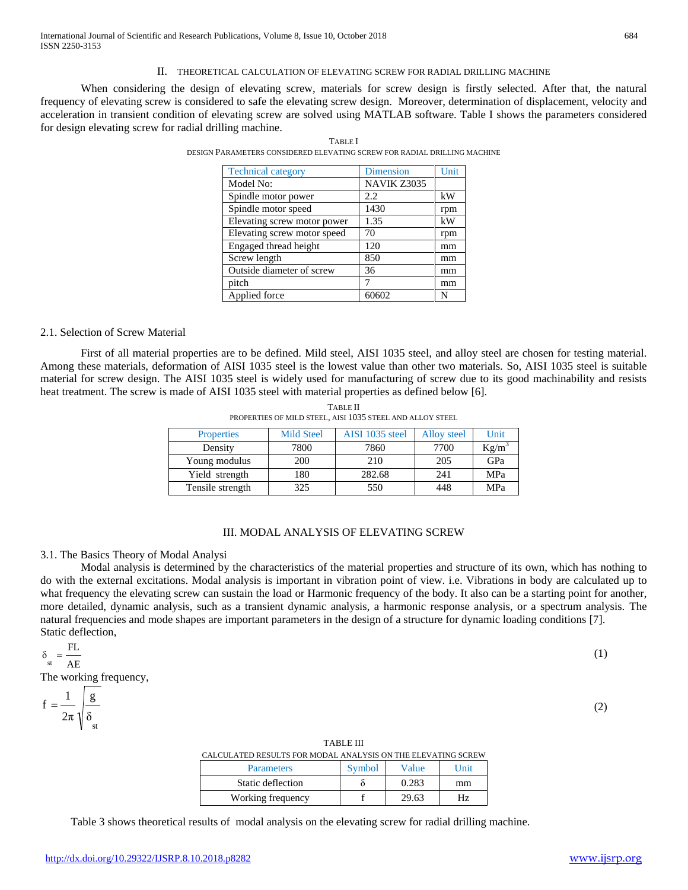## II. THEORETICAL CALCULATION OF ELEVATING SCREW FOR RADIAL DRILLING MACHINE

When considering the design of elevating screw, materials for screw design is firstly selected. After that, the natural frequency of elevating screw is considered to safe the elevating screw design. Moreover, determination of displacement, velocity and acceleration in transient condition of elevating screw are solved using MATLAB software. Table I shows the parameters considered for design elevating screw for radial drilling machine.

TABLE I
DESIGN PARAMETERS CONSIDERED ELEVATING SCREW FOR RADIAL DRILLING MACHINE

| Technical category | Dimension | Unit |
|---|---|---|
| Model No: | NAVIK Z3035 | |
| Spindle motor power | 2.2 | kW |
| Spindle motor speed | 1430 | rpm |
| Elevating screw motor power | 1.35 | kW |
| Elevating screw motor speed | 70 | rpm |
| Engaged thread height | 120 | mm |
| Screw length | 850 | mm |
| Outside diameter of screw | 36 | mm |
| pitch | 7 | mm |
| Applied force | 60602 | N |

### 2.1. Selection of Screw Material

First of all material properties are to be defined. Mild steel, AISI 1035 steel, and alloy steel are chosen for testing material. Among these materials, deformation of AISI 1035 steel is the lowest value than other two materials. So, AISI 1035 steel is suitable material for screw design. The AISI 1035 steel is widely used for manufacturing of screw due to its good machinability and resists heat treatment. The screw is made of AISI 1035 steel with material properties as defined below [6].

TABLE II
PROPERTIES OF MILD STEEL, AISI 1035 STEEL AND ALLOY STEEL

| Properties | Mild Steel | AISI 1035 steel | Alloy steel | Unit |
|---|---|---|---|---|
| Density | 7800 | 7860 | 7700 | $Kg/m^3$ |
| Young modulus | 200 | 210 | 205 | GPa |
| Yield strength | 180 | 282.68 | 241 | MPa |
| Tensile strength | 325 | 550 | 448 | MPa |

## III. MODAL ANALYSIS OF ELEVATING SCREW

### 3.1. The Basics Theory of Modal Analysi

Modal analysis is determined by the characteristics of the material properties and structure of its own, which has nothing to do with the external excitations. Modal analysis is important in vibration point of view. i.e. Vibrations in body are calculated up to what frequency the elevating screw can sustain the load or Harmonic frequency of the body. It also can be a starting point for another, more detailed, dynamic analysis, such as a transient dynamic analysis, a harmonic response analysis, or a spectrum analysis. The natural frequencies and mode shapes are important parameters in the design of a structure for dynamic loading conditions [7].

Static deflection,

$$\delta_{st} = \frac{FL}{AE} \tag{1}$$

The working frequency,

$$f = \frac{1}{2\pi}\sqrt{\frac{g}{\delta_{st}}} \tag{2}$$

TABLE III
CALCULATED RESULTS FOR MODAL ANALYSIS ON THE ELEVATING SCREW

| Parameters | Symbol | Value | Unit |
|---|---|---|---|
| Static deflection | $\delta$ | 0.283 | mm |
| Working frequency | f | 29.63 | Hz |

Table 3 shows theoretical results of modal analysis on the elevating screw for radial drilling machine.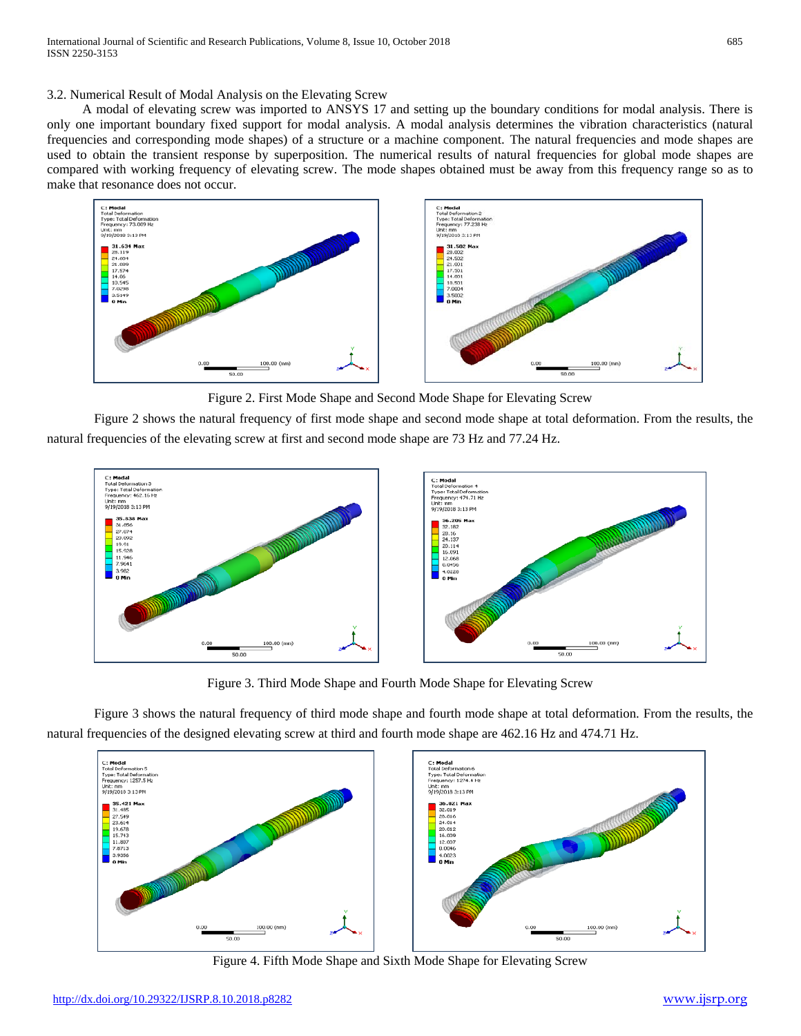### 3.2. Numerical Result of Modal Analysis on the Elevating Screw

A modal of elevating screw was imported to ANSYS 17 and setting up the boundary conditions for modal analysis. There is only one important boundary fixed support for modal analysis. A modal analysis determines the vibration characteristics (natural frequencies and corresponding mode shapes) of a structure or a machine component. The natural frequencies and mode shapes are used to obtain the transient response by superposition. The numerical results of natural frequencies for global mode shapes are compared with working frequency of elevating screw. The mode shapes obtained must be away from this frequency range so as to make that resonance does not occur.

Figure 2. First Mode Shape and Second Mode Shape for Elevating Screw

Figure 2 shows the natural frequency of first mode shape and second mode shape at total deformation. From the results, the natural frequencies of the elevating screw at first and second mode shape are 73 Hz and 77.24 Hz.

Figure 3. Third Mode Shape and Fourth Mode Shape for Elevating Screw

Figure 3 shows the natural frequency of third mode shape and fourth mode shape at total deformation. From the results, the natural frequencies of the designed elevating screw at third and fourth mode shape are 462.16 Hz and 474.71 Hz.

Figure 4. Fifth Mode Shape and Sixth Mode Shape for Elevating Screw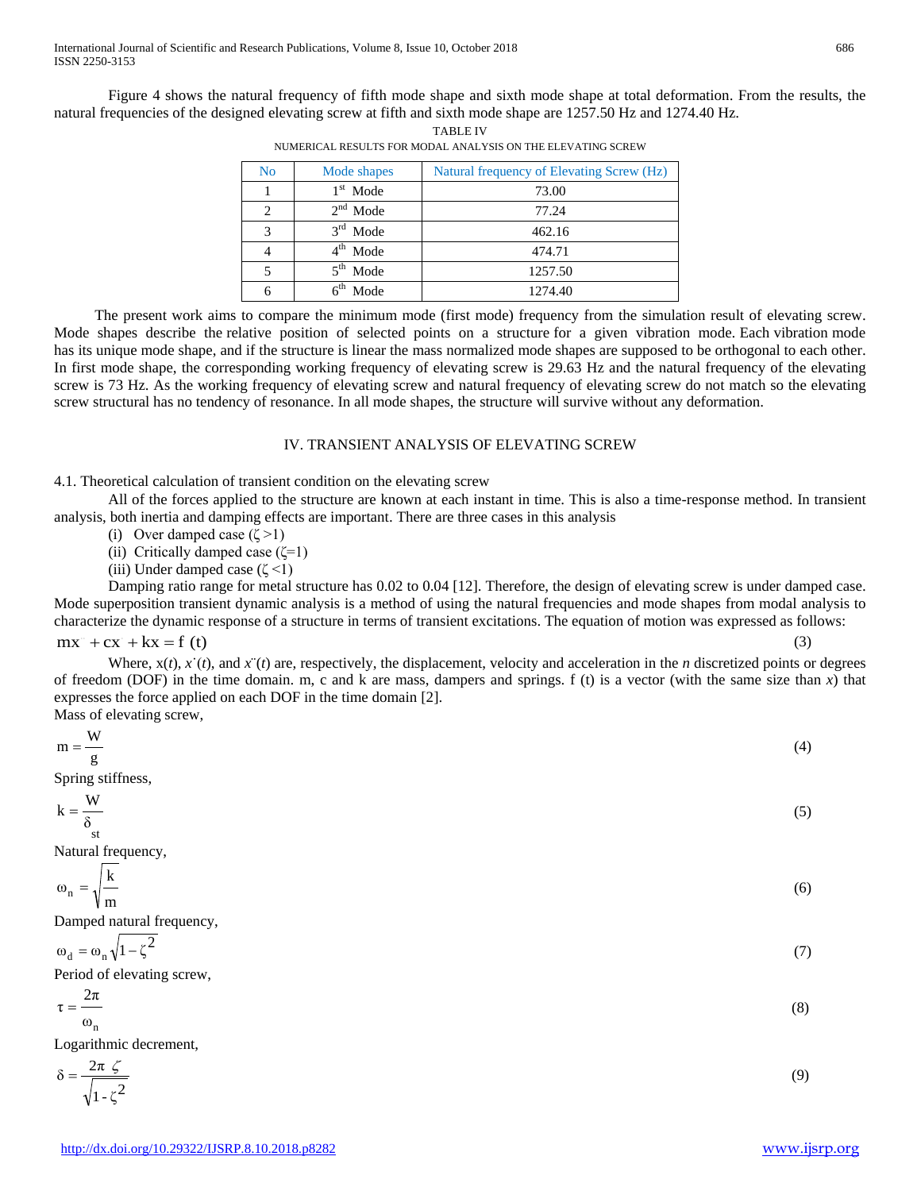Figure 4 shows the natural frequency of fifth mode shape and sixth mode shape at total deformation. From the results, the natural frequencies of the designed elevating screw at fifth and sixth mode shape are 1257.50 Hz and 1274.40 Hz.

TABLE IV
NUMERICAL RESULTS FOR MODAL ANALYSIS ON THE ELEVATING SCREW

| No | Mode shapes | Natural frequency of Elevating Screw (Hz) |
|---|---|---|
| 1 | 1st Mode | 73.00 |
| 2 | 2nd Mode | 77.24 |
| 3 | 3rd Mode | 462.16 |
| 4 | 4th Mode | 474.71 |
| 5 | 5th Mode | 1257.50 |
| 6 | 6th Mode | 1274.40 |

The present work aims to compare the minimum mode (first mode) frequency from the simulation result of elevating screw. Mode shapes describe the relative position of selected points on a structure for a given vibration mode. Each vibration mode has its unique mode shape, and if the structure is linear the mass normalized mode shapes are supposed to be orthogonal to each other. In first mode shape, the corresponding working frequency of elevating screw is 29.63 Hz and the natural frequency of the elevating screw is 73 Hz. As the working frequency of elevating screw and natural frequency of elevating screw do not match so the elevating screw structural has no tendency of resonance. In all mode shapes, the structure will survive without any deformation.

## IV. TRANSIENT ANALYSIS OF ELEVATING SCREW

### 4.1. Theoretical calculation of transient condition on the elevating screw

All of the forces applied to the structure are known at each instant in time. This is also a time-response method. In transient analysis, both inertia and damping effects are important. There are three cases in this analysis

(i) Over damped case ($\zeta > 1$)
(ii) Critically damped case ($\zeta = 1$)
(iii) Under damped case ($\zeta < 1$)

Damping ratio range for metal structure has 0.02 to 0.04 [12]. Therefore, the design of elevating screw is under damped case. Mode superposition transient dynamic analysis is a method of using the natural frequencies and mode shapes from modal analysis to characterize the dynamic response of a structure in terms of transient excitations. The equation of motion was expressed as follows:

$$m\ddot{x} + c\dot{x} + kx = f(t) \tag{3}$$

Where, $x(t)$, $\dot{x}(t)$, and $\ddot{x}(t)$ are, respectively, the displacement, velocity and acceleration in the *n* discretized points or degrees of freedom (DOF) in the time domain. m, c and k are mass, dampers and springs. f (t) is a vector (with the same size than *x*) that expresses the force applied on each DOF in the time domain [2].

Mass of elevating screw,

$$m = \frac{W}{g} \tag{4}$$

Spring stiffness,

$$k = \frac{W}{\delta_{st}} \tag{5}$$

Natural frequency,

$$\omega_n = \sqrt{\frac{k}{m}} \tag{6}$$

Damped natural frequency,

$$\omega_d = \omega_n \sqrt{1 - \zeta^2} \tag{7}$$

Period of elevating screw,

$$\tau = \frac{2\pi}{\omega_n} \tag{8}$$

Logarithmic decrement,

$$\delta = \frac{2\pi\ \zeta}{\sqrt{1 - \zeta^2}} \tag{9}$$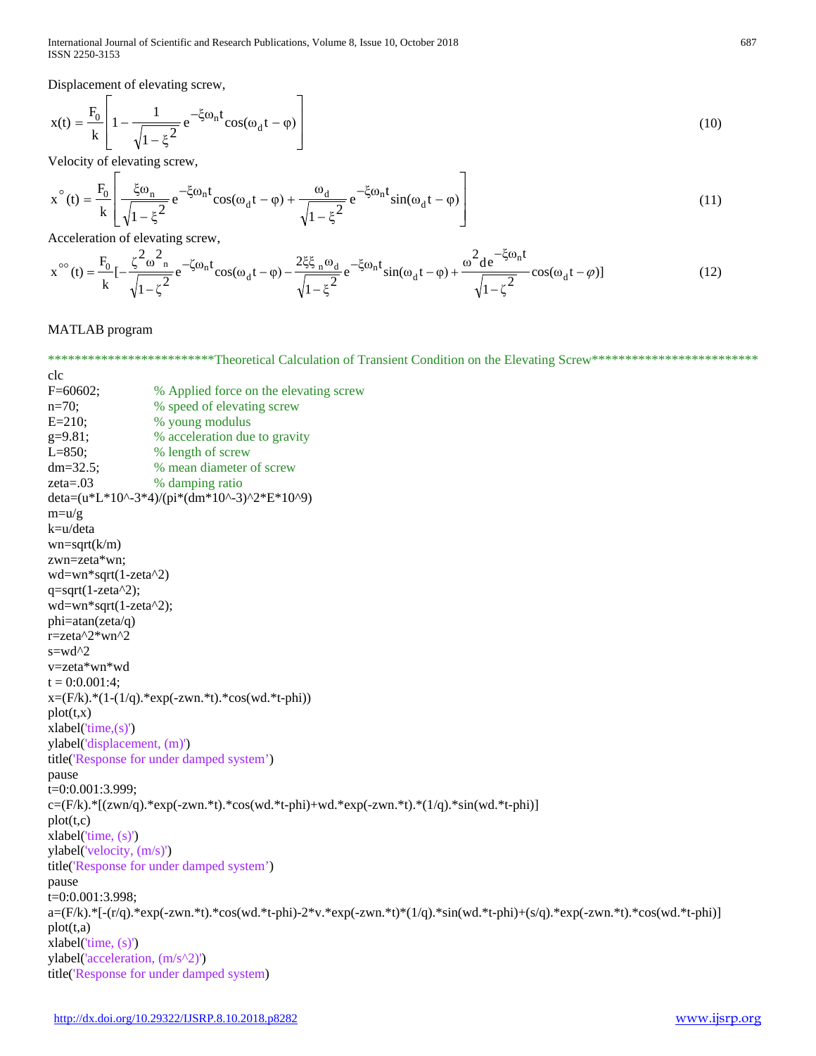Displacement of elevating screw,

$$x(t) = \frac{F_0}{k}\left[1 - \frac{1}{\sqrt{1-\xi^2}} e^{-\xi\omega_n t}\cos(\omega_d t - \varphi)\right] \tag{10}$$

Velocity of elevating screw,

$$x^{\circ}(t) = \frac{F_0}{k}\left[\frac{\xi\omega_n}{\sqrt{1-\xi^2}} e^{-\xi\omega_n t}\cos(\omega_d t - \varphi) + \frac{\omega_d}{\sqrt{1-\xi^2}} e^{-\xi\omega_n t}\sin(\omega_d t - \varphi)\right] \tag{11}$$

Acceleration of elevating screw,

$$x^{\circ\circ}(t) = \frac{F_0}{k}[-\frac{\zeta^2\omega^2{}_n}{\sqrt{1-\zeta^2}} e^{-\zeta\omega_n t}\cos(\omega_d t - \varphi) - \frac{2\xi\xi_n\omega_d}{\sqrt{1-\xi^2}} e^{-\xi\omega_n t}\sin(\omega_d t - \varphi) + \frac{\omega^2 d e^{-\xi\omega_n t}}{\sqrt{1-\zeta^2}}\cos(\omega_d t - \varphi)] \tag{12}$$

MATLAB program

```
*************************Theoretical Calculation of Transient Condition on the Elevating Screw**************************
clc
F=60602;            % Applied force on the elevating screw
n=70;               % speed of elevating screw
E=210;              % young modulus
g=9.81;             % acceleration due to gravity
L=850;              % length of screw
dm=32.5;            % mean diameter of screw
zeta=.03            % damping ratio
deta=(u*L*10^-3*4)/(pi*(dm*10^-3)^2*E*10^9)
m=u/g
k=u/deta
wn=sqrt(k/m)
zwn=zeta*wn;
wd=wn*sqrt(1-zeta^2)
q=sqrt(1-zeta^2);
wd=wn*sqrt(1-zeta^2);
phi=atan(zeta/q)
r=zeta^2*wn^2
s=wd^2
v=zeta*wn*wd
t = 0:0.001:4;
x=(F/k).*(1-(1/q).*exp(-zwn.*t).*cos(wd.*t-phi))
plot(t,x)
xlabel('time,(s)')
ylabel('displacement, (m)')
title('Response for under damped system')
pause
t=0:0.001:3.999;
c=(F/k).*[(zwn/q).*exp(-zwn.*t).*cos(wd.*t-phi)+wd.*exp(-zwn.*t).*(1/q).*sin(wd.*t-phi)]
plot(t,c)
xlabel('time, (s)')
ylabel('velocity, (m/s)')
title('Response for under damped system')
pause
t=0:0.001:3.998;
a=(F/k).*[-(r/q).*exp(-zwn.*t).*cos(wd.*t-phi)-2*v.*exp(-zwn.*t)*(1/q).*sin(wd.*t-phi)+(s/q).*exp(-zwn.*t).*cos(wd.*t-phi)]
plot(t,a)
xlabel('time, (s)')
ylabel('acceleration, (m/s^2)')
title('Response for under damped system)
```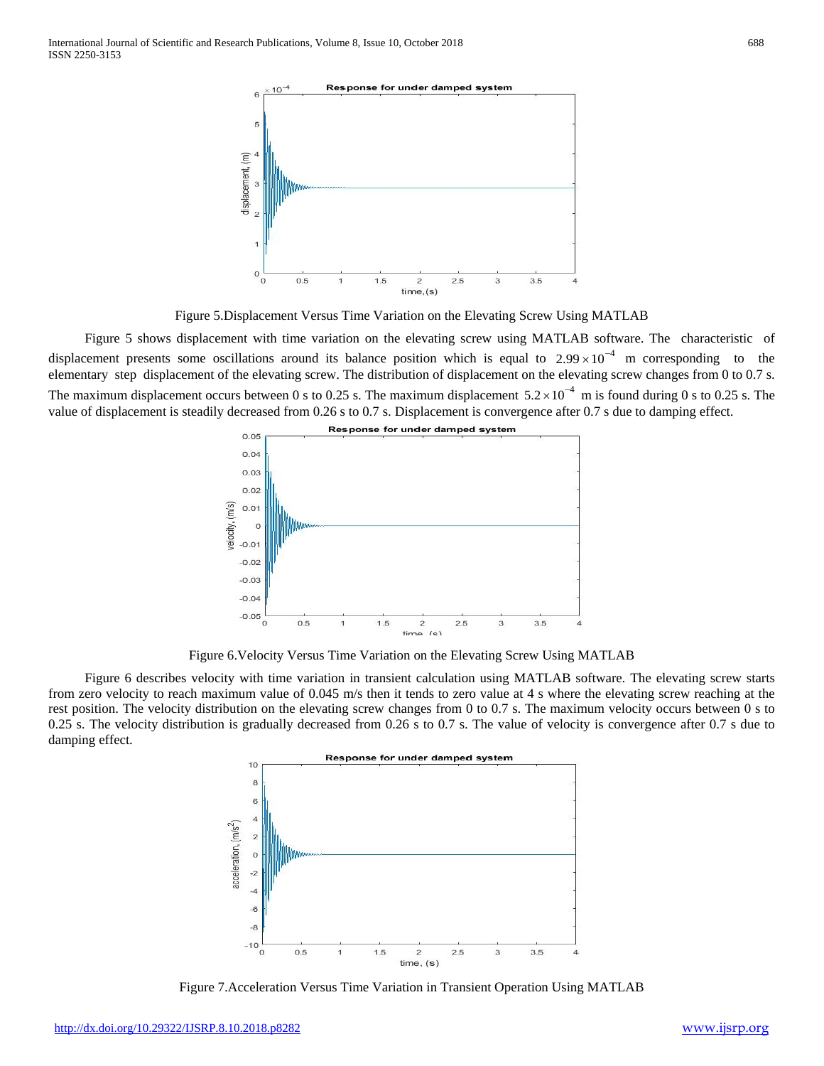Figure 5.Displacement Versus Time Variation on the Elevating Screw Using MATLAB

Figure 5 shows displacement with time variation on the elevating screw using MATLAB software. The characteristic of displacement presents some oscillations around its balance position which is equal to $2.99 \times 10^{-4}$ m corresponding to the elementary step displacement of the elevating screw. The distribution of displacement on the elevating screw changes from 0 to 0.7 s. The maximum displacement occurs between 0 s to 0.25 s. The maximum displacement $5.2 \times 10^{-4}$ m is found during 0 s to 0.25 s. The value of displacement is steadily decreased from 0.26 s to 0.7 s. Displacement is convergence after 0.7 s due to damping effect.

Figure 6.Velocity Versus Time Variation on the Elevating Screw Using MATLAB

Figure 6 describes velocity with time variation in transient calculation using MATLAB software. The elevating screw starts from zero velocity to reach maximum value of 0.045 m/s then it tends to zero value at 4 s where the elevating screw reaching at the rest position. The velocity distribution on the elevating screw changes from 0 to 0.7 s. The maximum velocity occurs between 0 s to 0.25 s. The velocity distribution is gradually decreased from 0.26 s to 0.7 s. The value of velocity is convergence after 0.7 s due to damping effect.

Figure 7.Acceleration Versus Time Variation in Transient Operation Using MATLAB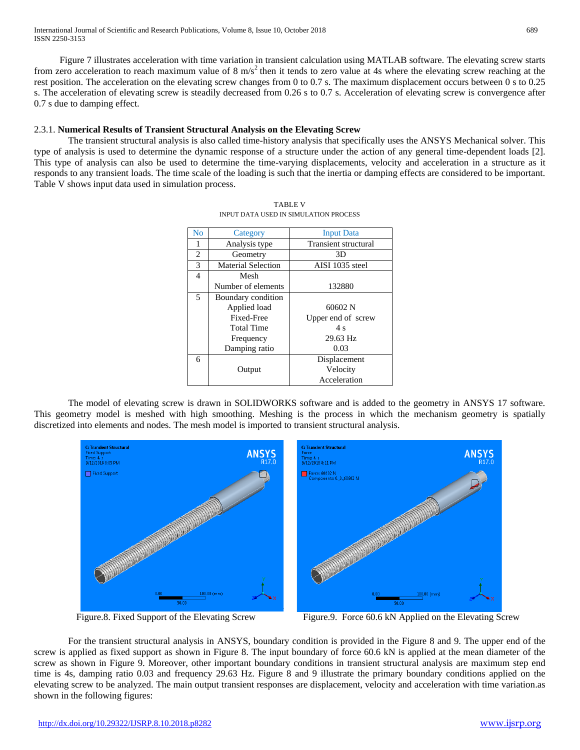Figure 7 illustrates acceleration with time variation in transient calculation using MATLAB software. The elevating screw starts from zero acceleration to reach maximum value of 8 $m/s^2$ then it tends to zero value at 4s where the elevating screw reaching at the rest position. The acceleration on the elevating screw changes from 0 to 0.7 s. The maximum displacement occurs between 0 s to 0.25 s. The acceleration of elevating screw is steadily decreased from 0.26 s to 0.7 s. Acceleration of elevating screw is convergence after 0.7 s due to damping effect.

### 2.3.1. **Numerical Results of Transient Structural Analysis on the Elevating Screw**

The transient structural analysis is also called time-history analysis that specifically uses the ANSYS Mechanical solver. This type of analysis is used to determine the dynamic response of a structure under the action of any general time-dependent loads [2]. This type of analysis can also be used to determine the time-varying displacements, velocity and acceleration in a structure as it responds to any transient loads. The time scale of the loading is such that the inertia or damping effects are considered to be important. Table V shows input data used in simulation process.

TABLE V
INPUT DATA USED IN SIMULATION PROCESS

| No | Category | Input Data |
|---|---|---|
| 1 | Analysis type | Transient structural |
| 2 | Geometry | 3D |
| 3 | Material Selection | AISI 1035 steel |
| 4 | Mesh<br>Number of elements | 132880 |
| 5 | Boundary condition<br>Applied load<br>Fixed-Free<br>Total Time<br>Frequency<br>Damping ratio | 60602 N<br>Upper end of screw<br>4 s<br>29.63 Hz<br>0.03 |
| 6 | Output | Displacement<br>Velocity<br>Acceleration |

The model of elevating screw is drawn in SOLIDWORKS software and is added to the geometry in ANSYS 17 software. This geometry model is meshed with high smoothing. Meshing is the process in which the mechanism geometry is spatially discretized into elements and nodes. The mesh model is imported to transient structural analysis.

Figure.8. Fixed Support of the Elevating Screw

Figure.9. Force 60.6 kN Applied on the Elevating Screw

For the transient structural analysis in ANSYS, boundary condition is provided in the Figure 8 and 9. The upper end of the screw is applied as fixed support as shown in Figure 8. The input boundary of force 60.6 kN is applied at the mean diameter of the screw as shown in Figure 9. Moreover, other important boundary conditions in transient structural analysis are maximum step end time is 4s, damping ratio 0.03 and frequency 29.63 Hz. Figure 8 and 9 illustrate the primary boundary conditions applied on the elevating screw to be analyzed. The main output transient responses are displacement, velocity and acceleration with time variation.as shown in the following figures: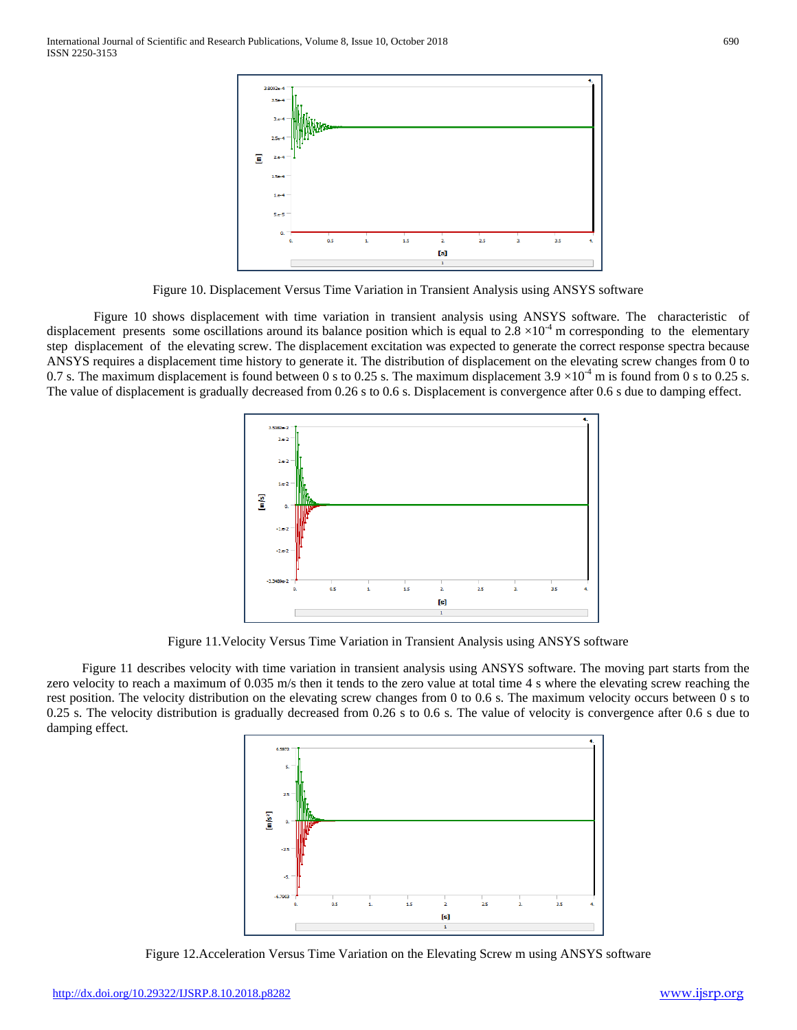Figure 10. Displacement Versus Time Variation in Transient Analysis using ANSYS software

Figure 10 shows displacement with time variation in transient analysis using ANSYS software. The characteristic of displacement presents some oscillations around its balance position which is equal to $2.8 \times 10^{-4}$ m corresponding to the elementary step displacement of the elevating screw. The displacement excitation was expected to generate the correct response spectra because ANSYS requires a displacement time history to generate it. The distribution of displacement on the elevating screw changes from 0 to 0.7 s. The maximum displacement is found between 0 s to 0.25 s. The maximum displacement $3.9 \times 10^{-4}$ m is found from 0 s to 0.25 s. The value of displacement is gradually decreased from 0.26 s to 0.6 s. Displacement is convergence after 0.6 s due to damping effect.

Figure 11.Velocity Versus Time Variation in Transient Analysis using ANSYS software

Figure 11 describes velocity with time variation in transient analysis using ANSYS software. The moving part starts from the zero velocity to reach a maximum of 0.035 m/s then it tends to the zero value at total time 4 s where the elevating screw reaching the rest position. The velocity distribution on the elevating screw changes from 0 to 0.6 s. The maximum velocity occurs between 0 s to 0.25 s. The velocity distribution is gradually decreased from 0.26 s to 0.6 s. The value of velocity is convergence after 0.6 s due to damping effect.

Figure 12.Acceleration Versus Time Variation on the Elevating Screw m using ANSYS software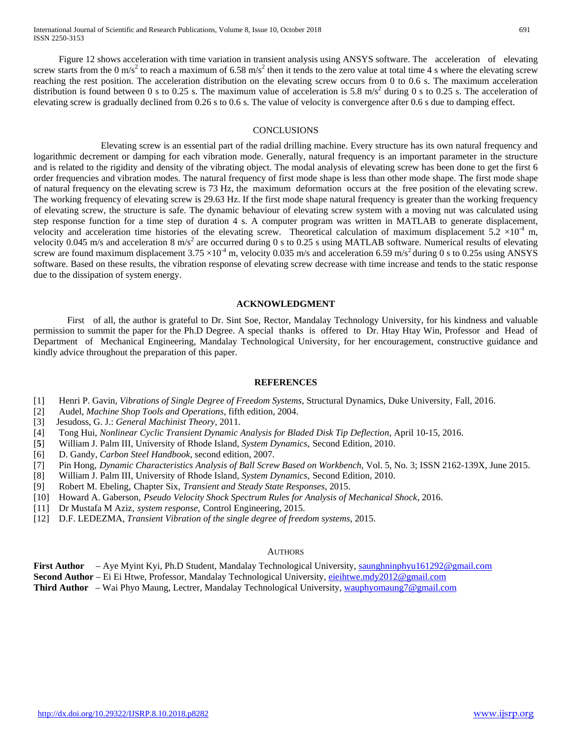Figure 12 shows acceleration with time variation in transient analysis using ANSYS software. The acceleration of elevating screw starts from the 0 $m/s^2$ to reach a maximum of 6.58 $m/s^2$ then it tends to the zero value at total time 4 s where the elevating screw reaching the rest position. The acceleration distribution on the elevating screw occurs from 0 to 0.6 s. The maximum acceleration distribution is found between 0 s to 0.25 s. The maximum value of acceleration is 5.8 $m/s^2$ during 0 s to 0.25 s. The acceleration of elevating screw is gradually declined from 0.26 s to 0.6 s. The value of velocity is convergence after 0.6 s due to damping effect.

## CONCLUSIONS

Elevating screw is an essential part of the radial drilling machine. Every structure has its own natural frequency and logarithmic decrement or damping for each vibration mode. Generally, natural frequency is an important parameter in the structure and is related to the rigidity and density of the vibrating object. The modal analysis of elevating screw has been done to get the first 6 order frequencies and vibration modes. The natural frequency of first mode shape is less than other mode shape. The first mode shape of natural frequency on the elevating screw is 73 Hz, the maximum deformation occurs at the free position of the elevating screw. The working frequency of elevating screw is 29.63 Hz. If the first mode shape natural frequency is greater than the working frequency of elevating screw, the structure is safe. The dynamic behaviour of elevating screw system with a moving nut was calculated using step response function for a time step of duration 4 s. A computer program was written in MATLAB to generate displacement, velocity and acceleration time histories of the elevating screw. Theoretical calculation of maximum displacement $5.2 \times 10^{-4}$ m, velocity 0.045 m/s and acceleration 8 $m/s^2$ are occurred during 0 s to 0.25 s using MATLAB software. Numerical results of elevating screw are found maximum displacement $3.75 \times 10^{-4}$ m, velocity 0.035 m/s and acceleration 6.59 $m/s^2$ during 0 s to 0.25s using ANSYS software. Based on these results, the vibration response of elevating screw decrease with time increase and tends to the static response due to the dissipation of system energy.

## ACKNOWLEDGMENT

First of all, the author is grateful to Dr. Sint Soe, Rector, Mandalay Technology University, for his kindness and valuable permission to summit the paper for the Ph.D Degree. A special thanks is offered to Dr. Htay Htay Win, Professor and Head of Department of Mechanical Engineering, Mandalay Technological University, for her encouragement, constructive guidance and kindly advice throughout the preparation of this paper.

## REFERENCES

[1] Henri P. Gavin, *Vibrations of Single Degree of Freedom Systems*, Structural Dynamics, Duke University, Fall, 2016.

[2] Audel, *Machine Shop Tools and Operations*, fifth edition, 2004.

[3] Jesudoss, G. J.: *General Machinist Theory*, 2011.

[4] Tong Hui, *Nonlinear Cyclic Transient Dynamic Analysis for Bladed Disk Tip Deflection*, April 10-15, 2016.

[**5**] William J. Palm III, University of Rhode Island, *System Dynamics*, Second Edition, 2010.

[6] D. Gandy, *Carbon Steel Handbook*, second edition, 2007.

[7] Pin Hong, *Dynamic Characteristics Analysis of Ball Screw Based on Workbench*, Vol. 5, No. 3; ISSN 2162-139X, June 2015.

[8] William J. Palm III, University of Rhode Island, *System Dynamics*, Second Edition, 2010.

[9] Robert M. Ebeling, Chapter Six, *Transient and Steady State Responses*, 2015.

[10] Howard A. Gaberson, *Pseudo Velocity Shock Spectrum Rules for Analysis of Mechanical Shock*, 2016.

[11] Dr Mustafa M Aziz, *system response*, Control Engineering, 2015.

[12] D.F. LEDEZMA, *Transient Vibration of the single degree of freedom systems*, 2015.

## AUTHORS

**First Author** – Aye Myint Kyi, Ph.D Student, Mandalay Technological University, saunghninphyu161292@gmail.com

**Second Author** – Ei Ei Htwe, Professor, Mandalay Technological University, eieihtwe.mdy2012@gmail.com

**Third Author** – Wai Phyo Maung, Lectrer, Mandalay Technological University, wauphyomaung7@gmail.com